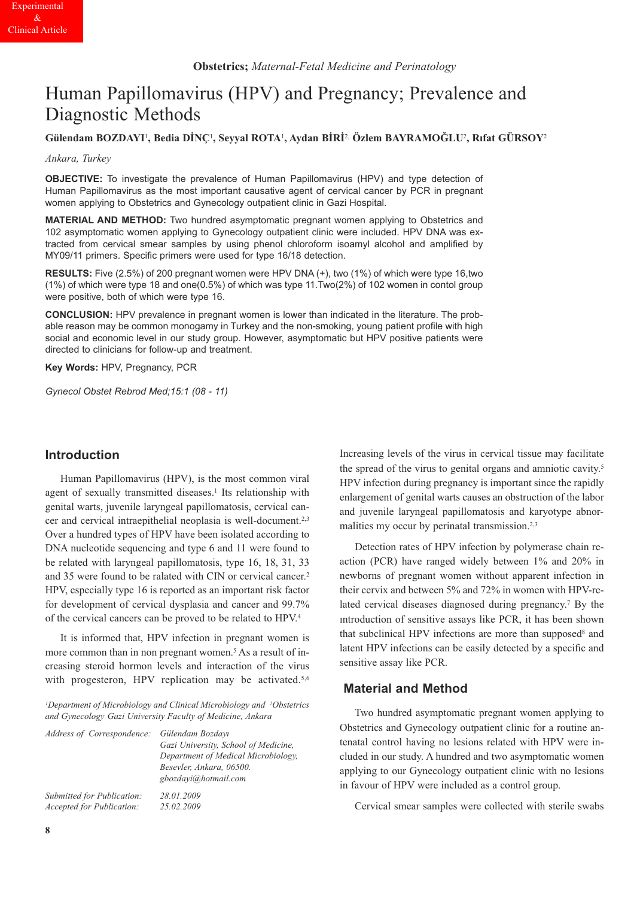Experimental & Clinical Article

**Obstetrics;** *Maternal-Fetal Medicine and Perinatology*

# Human Papillomavirus (HPV) and Pregnancy; Prevalence and Diagnostic Methods

**Gülendam BOZDAYI[1], Bedia DİNÇ[1], Seyyal ROTA[1], Aydan BİRİ[2], Özlem BAYRAMOĞLU[2], Rıfat GÜRSOY[2]**

*Ankara, Turkey*

**OBJECTIVE:** To investigate the prevalence of Human Papillomavirus (HPV) and type detection of Human Papillomavirus as the most important causative agent of cervical cancer by PCR in pregnant women applying to Obstetrics and Gynecology outpatient clinic in Gazi Hospital.

**MATERIAL AND METHOD:** Two hundred asymptomatic pregnant women applying to Obstetrics and 102 asymptomatic women applying to Gynecology outpatient clinic were included. HPV DNA was extracted from cervical smear samples by using phenol chloroform isoamyl alcohol and amplified by MY09/11 primers. Specific primers were used for type 16/18 detection.

**RESULTS:** Five (2.5%) of 200 pregnant women were HPV DNA (+), two (1%) of which were type 16,two (1%) of which were type 18 and one(0.5%) of which was type 11.Two(2%) of 102 women in contol group were positive, both of which were type 16.

**CONCLUSION:** HPV prevalence in pregnant women is lower than indicated in the literature. The probable reason may be common monogamy in Turkey and the non-smoking, young patient profile with high social and economic level in our study group. However, asymptomatic but HPV positive patients were directed to clinicians for follow-up and treatment.

**Key Words:** HPV, Pregnancy, PCR

*Gynecol Obstet Rebrod Med;15:1 (08 - 11)*

## Introduction

Human Papillomavirus (HPV), is the most common viral agent of sexually transmitted diseases.[1] Its relationship with genital warts, juvenile laryngeal papillomatosis, cervical cancer and cervical intraepithelial neoplasia is well-document.[2,3] Over a hundred types of HPV have been isolated according to DNA nucleotide sequencing and type 6 and 11 were found to be related with laryngeal papillomatosis, type 16, 18, 31, 33 and 35 were found to be ralated with CIN or cervical cancer.[2] HPV, especially type 16 is reported as an important risk factor for development of cervical dysplasia and cancer and 99.7% of the cervical cancers can be proved to be related to HPV.[4]

It is informed that, HPV infection in pregnant women is more common than in non pregnant women.[5] As a result of increasing steroid hormon levels and interaction of the virus with progesteron, HPV replication may be activated.[5,6] Increasing levels of the virus in cervical tissue may facilitate the spread of the virus to genital organs and amniotic cavity.[5] HPV infection during pregnancy is important since the rapidly enlargement of genital warts causes an obstruction of the labor and juvenile laryngeal papillomatosis and karyotype abnormalities my occur by perinatal transmission.[2,3]

Detection rates of HPV infection by polymerase chain reaction (PCR) have ranged widely between 1% and 20% in newborns of pregnant women without apparent infection in their cervix and between 5% and 72% in women with HPV-related cervical diseases diagnosed during pregnancy.[7] By the ıntroduction of sensitive assays like PCR, it has been shown that subclinical HPV infections are more than supposed[8] and latent HPV infections can be easily detected by a specific and sensitive assay like PCR.

## Material and Method

Two hundred asymptomatic pregnant women applying to Obstetrics and Gynecology outpatient clinic for a routine antenatal control having no lesions related with HPV were included in our study. A hundred and two asymptomatic women applying to our Gynecology outpatient clinic with no lesions in favour of HPV were included as a control group.

Cervical smear samples were collected with sterile swabs

*[1]Department of Microbiology and Clinical Microbiology and [2]Obstetrics and Gynecology Gazi University Faculty of Medicine, Ankara*

*Address of Correspondence:* *Gülendam Bozdayı, Gazi University, School of Medicine, Department of Medical Microbiology, Besevler, Ankara, 06500. gbozdayi@hotmail.com*

*Submitted for Publication: 28.01.2009*
*Accepted for Publication: 25.02.2009*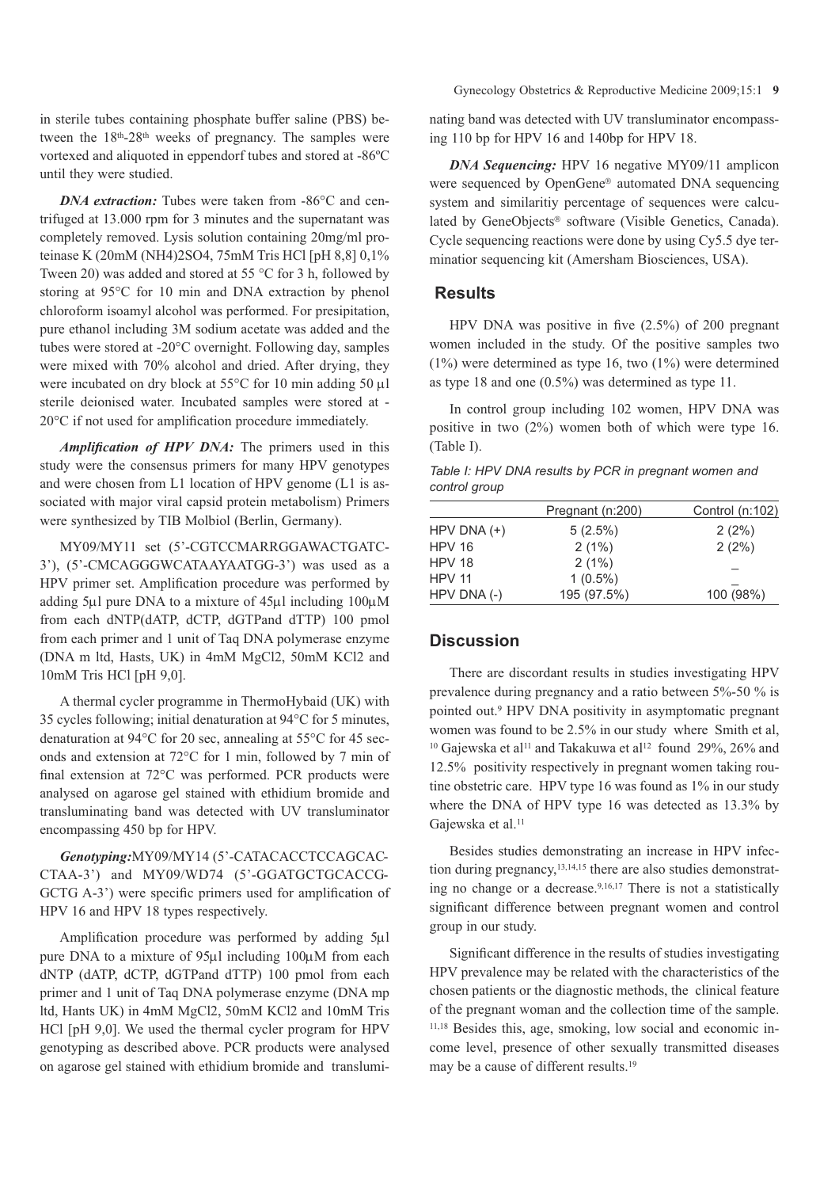in sterile tubes containing phosphate buffer saline (PBS) between the 18th-28th weeks of pregnancy. The samples were vortexed and aliquoted in eppendorf tubes and stored at -86ºC until they were studied.

***DNA extraction:*** Tubes were taken from -86°C and centrifuged at 13.000 rpm for 3 minutes and the supernatant was completely removed. Lysis solution containing 20mg/ml proteinase K (20mM $(NH_4)_2SO_4$, 75mM Tris HCl [pH 8,8] 0,1% Tween 20) was added and stored at 55 °C for 3 h, followed by storing at 95°C for 10 min and DNA extraction by phenol chloroform isoamyl alcohol was performed. For presipitation, pure ethanol including 3M sodium acetate was added and the tubes were stored at -20°C overnight. Following day, samples were mixed with 70% alcohol and dried. After drying, they were incubated on dry block at 55°C for 10 min adding 50 µl sterile deionised water. Incubated samples were stored at -20°C if not used for amplification procedure immediately.

***Amplification of HPV DNA:*** The primers used in this study were the consensus primers for many HPV genotypes and were chosen from L1 location of HPV genome (L1 is associated with major viral capsid protein metabolism) Primers were synthesized by TIB Molbiol (Berlin, Germany).

MY09/MY11 set (5'-CGTCCMARRGGAWACTGATC-3'), (5'-CMCAGGGWCATAAYAATGG-3') was used as a HPV primer set. Amplification procedure was performed by adding 5µl pure DNA to a mixture of 45µl including 100µM from each dNTP(dATP, dCTP, dGTPand dTTP) 100 pmol from each primer and 1 unit of Taq DNA polymerase enzyme (DNA m ltd, Hasts, UK) in 4mM $MgCl_2$, 50mM $KCl_2$ and 10mM Tris HCl [pH 9,0].

A thermal cycler programme in ThermoHybaid (UK) with 35 cycles following; initial denaturation at 94°C for 5 minutes, denaturation at 94°C for 20 sec, annealing at 55°C for 45 seconds and extension at 72°C for 1 min, followed by 7 min of final extension at 72°C was performed. PCR products were analysed on agarose gel stained with ethidium bromide and transluminating band was detected with UV transluminator encompassing 450 bp for HPV.

***Genotyping:*** MY09/MY14 (5'-CATACACCTCCAGCAC-CTAA-3') and MY09/WD74 (5'-GGATGCTGCACCG-GCTG A-3') were specific primers used for amplification of HPV 16 and HPV 18 types respectively.

Amplification procedure was performed by adding 5µl pure DNA to a mixture of 95µl including 100µM from each dNTP (dATP, dCTP, dGTPand dTTP) 100 pmol from each primer and 1 unit of Taq DNA polymerase enzyme (DNA mp ltd, Hants UK) in 4mM $MgCl_2$, 50mM $KCl_2$ and 10mM Tris HCl [pH 9,0]. We used the thermal cycler program for HPV genotyping as described above. PCR products were analysed on agarose gel stained with ethidium bromide and transluminating band was detected with UV transluminator encompassing 110 bp for HPV 16 and 140bp for HPV 18.

***DNA Sequencing:*** HPV 16 negative MY09/11 amplicon were sequenced by OpenGene® automated DNA sequencing system and similaritiy percentage of sequences were calculated by GeneObjects® software (Visible Genetics, Canada). Cycle sequencing reactions were done by using Cy5.5 dye terminatior sequencing kit (Amersham Biosciences, USA).

## Results

HPV DNA was positive in five (2.5%) of 200 pregnant women included in the study. Of the positive samples two (1%) were determined as type 16, two (1%) were determined as type 18 and one (0.5%) was determined as type 11.

In control group including 102 women, HPV DNA was positive in two (2%) women both of which were type 16. (Table I).

*Table I: HPV DNA results by PCR in pregnant women and control group*

| | Pregnant (n:200) | Control (n:102) |
|---|---|---|
| HPV DNA (+) | 5 (2.5%) | 2 (2%) |
| HPV 16 | 2 (1%) | 2 (2%) |
| HPV 18 | 2 (1%) | _ |
| HPV 11 | 1 (0.5%) | _ |
| HPV DNA (-) | 195 (97.5%) | 100 (98%) |

## Discussion

There are discordant results in studies investigating HPV prevalence during pregnancy and a ratio between 5%-50 % is pointed out.[9] HPV DNA positivity in asymptomatic pregnant women was found to be 2.5% in our study where Smith et al,[10] Gajewska et al[11] and Takakuwa et al[12] found 29%, 26% and 12.5% positivity respectively in pregnant women taking routine obstetric care. HPV type 16 was found as 1% in our study where the DNA of HPV type 16 was detected as 13.3% by Gajewska et al.[11]

Besides studies demonstrating an increase in HPV infection during pregnancy,[13,14,15] there are also studies demonstrating no change or a decrease.[9,16,17] There is not a statistically significant difference between pregnant women and control group in our study.

Significant difference in the results of studies investigating HPV prevalence may be related with the characteristics of the chosen patients or the diagnostic methods, the clinical feature of the pregnant woman and the collection time of the sample.[11,18] Besides this, age, smoking, low social and economic income level, presence of other sexually transmitted diseases may be a cause of different results.[19]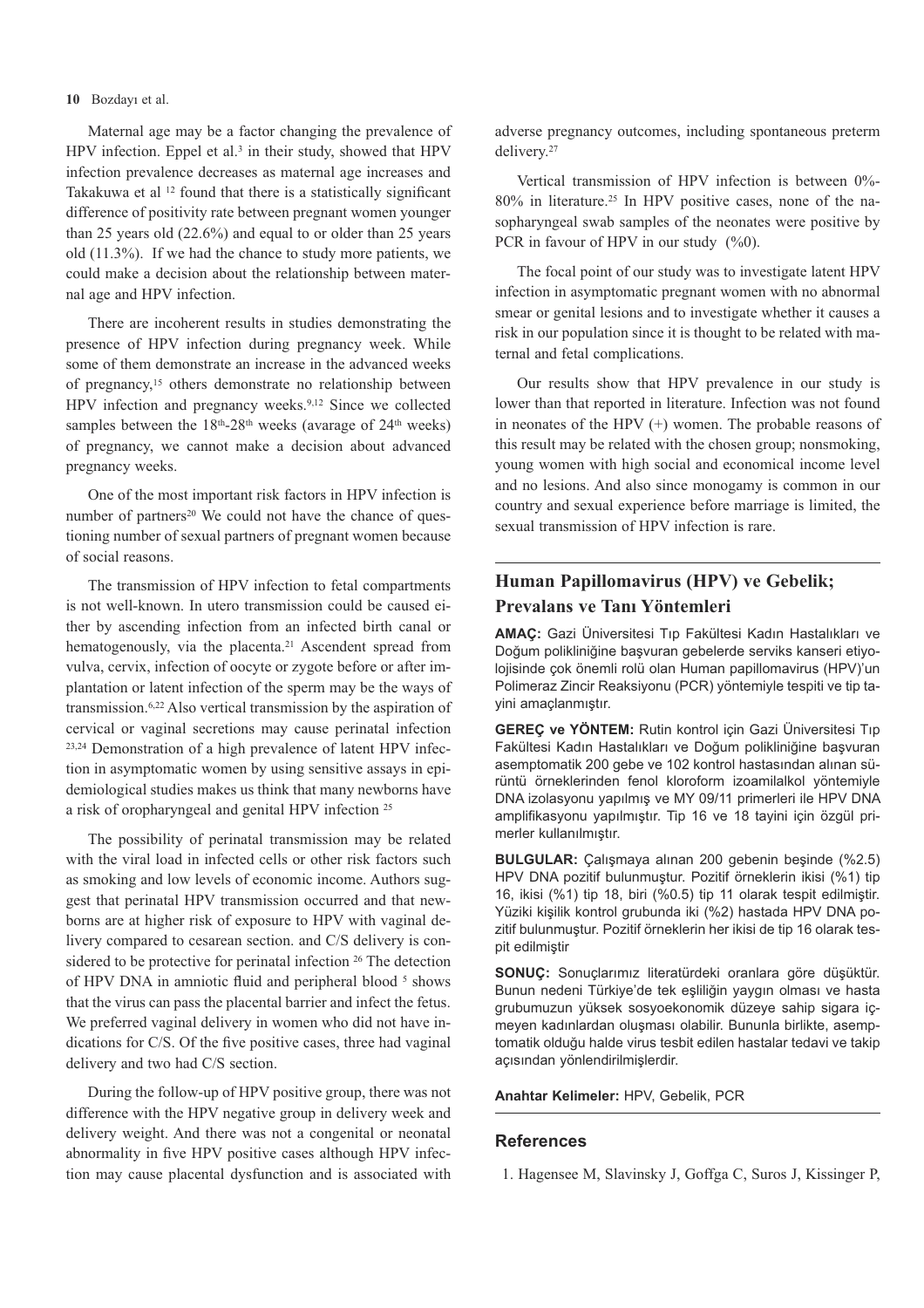Maternal age may be a factor changing the prevalence of HPV infection. Eppel et al.[3] in their study, showed that HPV infection prevalence decreases as maternal age increases and Takakuwa et al [12] found that there is a statistically significant difference of positivity rate between pregnant women younger than 25 years old (22.6%) and equal to or older than 25 years old (11.3%). If we had the chance to study more patients, we could make a decision about the relationship between maternal age and HPV infection.

There are incoherent results in studies demonstrating the presence of HPV infection during pregnancy week. While some of them demonstrate an increase in the advanced weeks of pregnancy,[15] others demonstrate no relationship between HPV infection and pregnancy weeks.[9,12] Since we collected samples between the 18th-28th weeks (avarage of 24th weeks) of pregnancy, we cannot make a decision about advanced pregnancy weeks.

One of the most important risk factors in HPV infection is number of partners[20] We could not have the chance of questioning number of sexual partners of pregnant women because of social reasons.

The transmission of HPV infection to fetal compartments is not well-known. In utero transmission could be caused either by ascending infection from an infected birth canal or hematogenously, via the placenta.[21] Ascendent spread from vulva, cervix, infection of oocyte or zygote before or after implantation or latent infection of the sperm may be the ways of transmission.[6,22] Also vertical transmission by the aspiration of cervical or vaginal secretions may cause perinatal infection [23,24] Demonstration of a high prevalence of latent HPV infection in asymptomatic women by using sensitive assays in epidemiological studies makes us think that many newborns have a risk of oropharyngeal and genital HPV infection [25]

The possibility of perinatal transmission may be related with the viral load in infected cells or other risk factors such as smoking and low levels of economic income. Authors suggest that perinatal HPV transmission occurred and that newborns are at higher risk of exposure to HPV with vaginal delivery compared to cesarean section. and C/S delivery is considered to be protective for perinatal infection [26] The detection of HPV DNA in amniotic fluid and peripheral blood [5] shows that the virus can pass the placental barrier and infect the fetus. We preferred vaginal delivery in women who did not have indications for C/S. Of the five positive cases, three had vaginal delivery and two had C/S section.

During the follow-up of HPV positive group, there was not difference with the HPV negative group in delivery week and delivery weight. And there was not a congenital or neonatal abnormality in five HPV positive cases although HPV infection may cause placental dysfunction and is associated with adverse pregnancy outcomes, including spontaneous preterm delivery.[27]

Vertical transmission of HPV infection is between 0%-80% in literature.[25] In HPV positive cases, none of the nasopharyngeal swab samples of the neonates were positive by PCR in favour of HPV in our study (%0).

The focal point of our study was to investigate latent HPV infection in asymptomatic pregnant women with no abnormal smear or genital lesions and to investigate whether it causes a risk in our population since it is thought to be related with maternal and fetal complications.

Our results show that HPV prevalence in our study is lower than that reported in literature. Infection was not found in neonates of the HPV (+) women. The probable reasons of this result may be related with the chosen group; nonsmoking, young women with high social and economical income level and no lesions. And also since monogamy is common in our country and sexual experience before marriage is limited, the sexual transmission of HPV infection is rare.

## Human Papillomavirus (HPV) ve Gebelik; Prevalans ve Tanı Yöntemleri

**AMAÇ:** Gazi Üniversitesi Tıp Fakültesi Kadın Hastalıkları ve Doğum polikliniğine başvuran gebelerde serviks kanseri etiyolojisinde çok önemli rolü olan Human papillomavirus (HPV)'un Polimeraz Zincir Reaksiyonu (PCR) yöntemiyle tespiti ve tip tayini amaçlanmıştır.

**GEREÇ ve YÖNTEM:** Rutin kontrol için Gazi Üniversitesi Tıp Fakültesi Kadın Hastalıkları ve Doğum polikliniğine başvuran asemptomatik 200 gebe ve 102 kontrol hastasından alınan sürüntü örneklerinden fenol kloroform izoamilalkol yöntemiyle DNA izolasyonu yapılmış ve MY 09/11 primerleri ile HPV DNA amplifikasyonu yapılmıştır. Tip 16 ve 18 tayini için özgül primerler kullanılmıştır.

**BULGULAR:** Çalışmaya alınan 200 gebenin beşinde (%2.5) HPV DNA pozitif bulunmuştur. Pozitif örneklerin ikisi (%1) tip 16, ikisi (%1) tip 18, biri (%0.5) tip 11 olarak tespit edilmiştir. Yüziki kişilik kontrol grubunda iki (%2) hastada HPV DNA pozitif bulunmuştur. Pozitif örneklerin her ikisi de tip 16 olarak tespit edilmiştir

**SONUÇ:** Sonuçlarımız literatürdeki oranlara göre düşüktür. Bunun nedeni Türkiye'de tek eşliliğin yaygın olması ve hasta grubumuzun yüksek sosyoekonomik düzeye sahip sigara içmeyen kadınlardan oluşması olabilir. Bununla birlikte, asemptomatik olduğu halde virus tesbit edilen hastalar tedavi ve takip açısından yönlendirilmişlerdir.

**Anahtar Kelimeler:** HPV, Gebelik, PCR

## References

1. Hagensee M, Slavinsky J, Goffga C, Suros J, Kissinger P,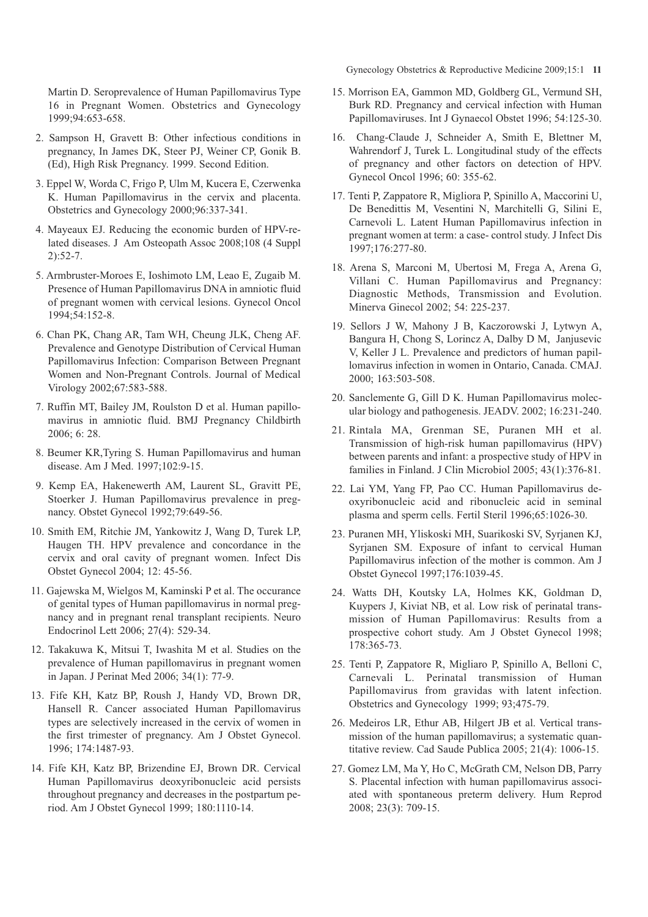Martin D. Seroprevalence of Human Papillomavirus Type 16 in Pregnant Women. Obstetrics and Gynecology 1999;94:653-658.

2. Sampson H, Gravett B: Other infectious conditions in pregnancy, In James DK, Steer PJ, Weiner CP, Gonik B. (Ed), High Risk Pregnancy. 1999. Second Edition.

3. Eppel W, Worda C, Frigo P, Ulm M, Kucera E, Czerwenka K. Human Papillomavirus in the cervix and placenta. Obstetrics and Gynecology 2000;96:337-341.

4. Mayeaux EJ. Reducing the economic burden of HPV-related diseases. J Am Osteopath Assoc 2008;108 (4 Suppl 2):52-7.

5. Armbruster-Moroes E, Ioshimoto LM, Leao E, Zugaib M. Presence of Human Papillomavirus DNA in amniotic fluid of pregnant women with cervical lesions. Gynecol Oncol 1994;54:152-8.

6. Chan PK, Chang AR, Tam WH, Cheung JLK, Cheng AF. Prevalence and Genotype Distribution of Cervical Human Papillomavirus Infection: Comparison Between Pregnant Women and Non-Pregnant Controls. Journal of Medical Virology 2002;67:583-588.

7. Ruffin MT, Bailey JM, Roulston D et al. Human papillomavirus in amniotic fluid. BMJ Pregnancy Childbirth 2006; 6: 28.

8. Beumer KR,Tyring S. Human Papillomavirus and human disease. Am J Med. 1997;102:9-15.

9. Kemp EA, Hakenewerth AM, Laurent SL, Gravitt PE, Stoerker J. Human Papillomavirus prevalence in pregnancy. Obstet Gynecol 1992;79:649-56.

10. Smith EM, Ritchie JM, Yankowitz J, Wang D, Turek LP, Haugen TH. HPV prevalence and concordance in the cervix and oral cavity of pregnant women. Infect Dis Obstet Gynecol 2004; 12: 45-56.

11. Gajewska M, Wielgos M, Kaminski P et al. The occurance of genital types of Human papillomavirus in normal pregnancy and in pregnant renal transplant recipients. Neuro Endocrinol Lett 2006; 27(4): 529-34.

12. Takakuwa K, Mitsui T, Iwashita M et al. Studies on the prevalence of Human papillomavirus in pregnant women in Japan. J Perinat Med 2006; 34(1): 77-9.

13. Fife KH, Katz BP, Roush J, Handy VD, Brown DR, Hansell R. Cancer associated Human Papillomavirus types are selectively increased in the cervix of women in the first trimester of pregnancy. Am J Obstet Gynecol. 1996; 174:1487-93.

14. Fife KH, Katz BP, Brizendine EJ, Brown DR. Cervical Human Papillomavirus deoxyribonucleic acid persists throughout pregnancy and decreases in the postpartum period. Am J Obstet Gynecol 1999; 180:1110-14.

15. Morrison EA, Gammon MD, Goldberg GL, Vermund SH, Burk RD. Pregnancy and cervical infection with Human Papillomaviruses. Int J Gynaecol Obstet 1996; 54:125-30.

16. Chang-Claude J, Schneider A, Smith E, Blettner M, Wahrendorf J, Turek L. Longitudinal study of the effects of pregnancy and other factors on detection of HPV. Gynecol Oncol 1996; 60: 355-62.

17. Tenti P, Zappatore R, Migliora P, Spinillo A, Maccorini U, De Benedittis M, Vesentini N, Marchitelli G, Silini E, Carnevoli L. Latent Human Papillomavirus infection in pregnant women at term: a case- control study. J Infect Dis 1997;176:277-80.

18. Arena S, Marconi M, Ubertosi M, Frega A, Arena G, Villani C. Human Papillomavirus and Pregnancy: Diagnostic Methods, Transmission and Evolution. Minerva Ginecol 2002; 54: 225-237.

19. Sellors J W, Mahony J B, Kaczorowski J, Lytwyn A, Bangura H, Chong S, Lorincz A, Dalby D M, Janjusevic V, Keller J L. Prevalence and predictors of human papillomavirus infection in women in Ontario, Canada. CMAJ. 2000; 163:503-508.

20. Sanclemente G, Gill D K. Human Papillomavirus molecular biology and pathogenesis. JEADV. 2002; 16:231-240.

21. Rintala MA, Grenman SE, Puranen MH et al. Transmission of high-risk human papillomavirus (HPV) between parents and infant: a prospective study of HPV in families in Finland. J Clin Microbiol 2005; 43(1):376-81.

22. Lai YM, Yang FP, Pao CC. Human Papillomavirus deoxyribonucleic acid and ribonucleic acid in seminal plasma and sperm cells. Fertil Steril 1996;65:1026-30.

23. Puranen MH, Yliskoski MH, Suarikoski SV, Syrjanen KJ, Syrjanen SM. Exposure of infant to cervical Human Papillomavirus infection of the mother is common. Am J Obstet Gynecol 1997;176:1039-45.

24. Watts DH, Koutsky LA, Holmes KK, Goldman D, Kuypers J, Kiviat NB, et al. Low risk of perinatal transmission of Human Papillomavirus: Results from a prospective cohort study. Am J Obstet Gynecol 1998; 178:365-73.

25. Tenti P, Zappatore R, Migliaro P, Spinillo A, Belloni C, Carnevali L. Perinatal transmission of Human Papillomavirus from gravidas with latent infection. Obstetrics and Gynecology 1999; 93;475-79.

26. Medeiros LR, Ethur AB, Hilgert JB et al. Vertical transmission of the human papillomavirus; a systematic quantitative review. Cad Saude Publica 2005; 21(4): 1006-15.

27. Gomez LM, Ma Y, Ho C, McGrath CM, Nelson DB, Parry S. Placental infection with human papillomavirus associated with spontaneous preterm delivery. Hum Reprod 2008; 23(3): 709-15.